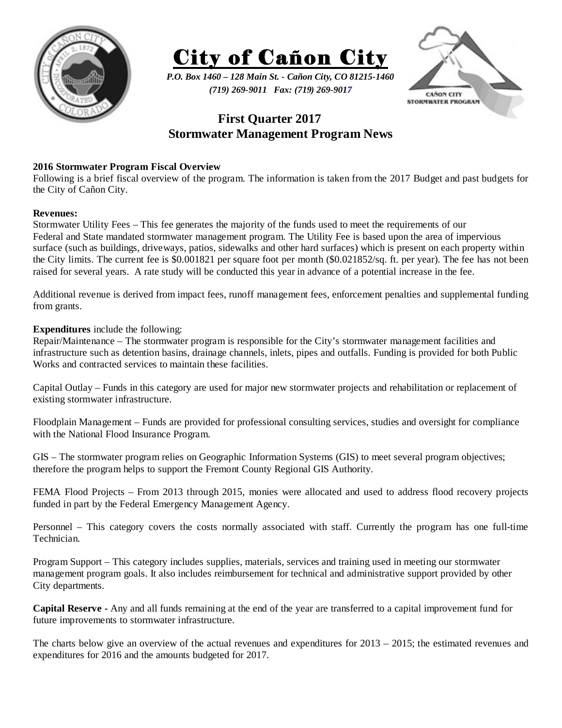# City of Cañon City

*P.O. Box 1460 – 128 Main St. - Cañon City, CO 81215-1460*
*(719) 269-9011 Fax: (719) 269-9017*

## First Quarter 2017
## Stormwater Management Program News

**2016 Stormwater Program Fiscal Overview**
Following is a brief fiscal overview of the program. The information is taken from the 2017 Budget and past budgets for the City of Cañon City.

**Revenues:**
Stormwater Utility Fees – This fee generates the majority of the funds used to meet the requirements of our Federal and State mandated stormwater management program. The Utility Fee is based upon the area of impervious surface (such as buildings, driveways, patios, sidewalks and other hard surfaces) which is present on each property within the City limits. The current fee is $0.001821 per square foot per month ($0.021852/sq. ft. per year). The fee has not been raised for several years. A rate study will be conducted this year in advance of a potential increase in the fee.

Additional revenue is derived from impact fees, runoff management fees, enforcement penalties and supplemental funding from grants.

**Expenditures** include the following:
Repair/Maintenance – The stormwater program is responsible for the City's stormwater management facilities and infrastructure such as detention basins, drainage channels, inlets, pipes and outfalls. Funding is provided for both Public Works and contracted services to maintain these facilities.

Capital Outlay – Funds in this category are used for major new stormwater projects and rehabilitation or replacement of existing stormwater infrastructure.

Floodplain Management – Funds are provided for professional consulting services, studies and oversight for compliance with the National Flood Insurance Program.

GIS – The stormwater program relies on Geographic Information Systems (GIS) to meet several program objectives; therefore the program helps to support the Fremont County Regional GIS Authority.

FEMA Flood Projects – From 2013 through 2015, monies were allocated and used to address flood recovery projects funded in part by the Federal Emergency Management Agency.

Personnel – This category covers the costs normally associated with staff. Currently the program has one full-time Technician.

Program Support – This category includes supplies, materials, services and training used in meeting our stormwater management program goals. It also includes reimbursement for technical and administrative support provided by other City departments.

**Capital Reserve -** Any and all funds remaining at the end of the year are transferred to a capital improvement fund for future improvements to stormwater infrastructure.

The charts below give an overview of the actual revenues and expenditures for 2013 – 2015; the estimated revenues and expenditures for 2016 and the amounts budgeted for 2017.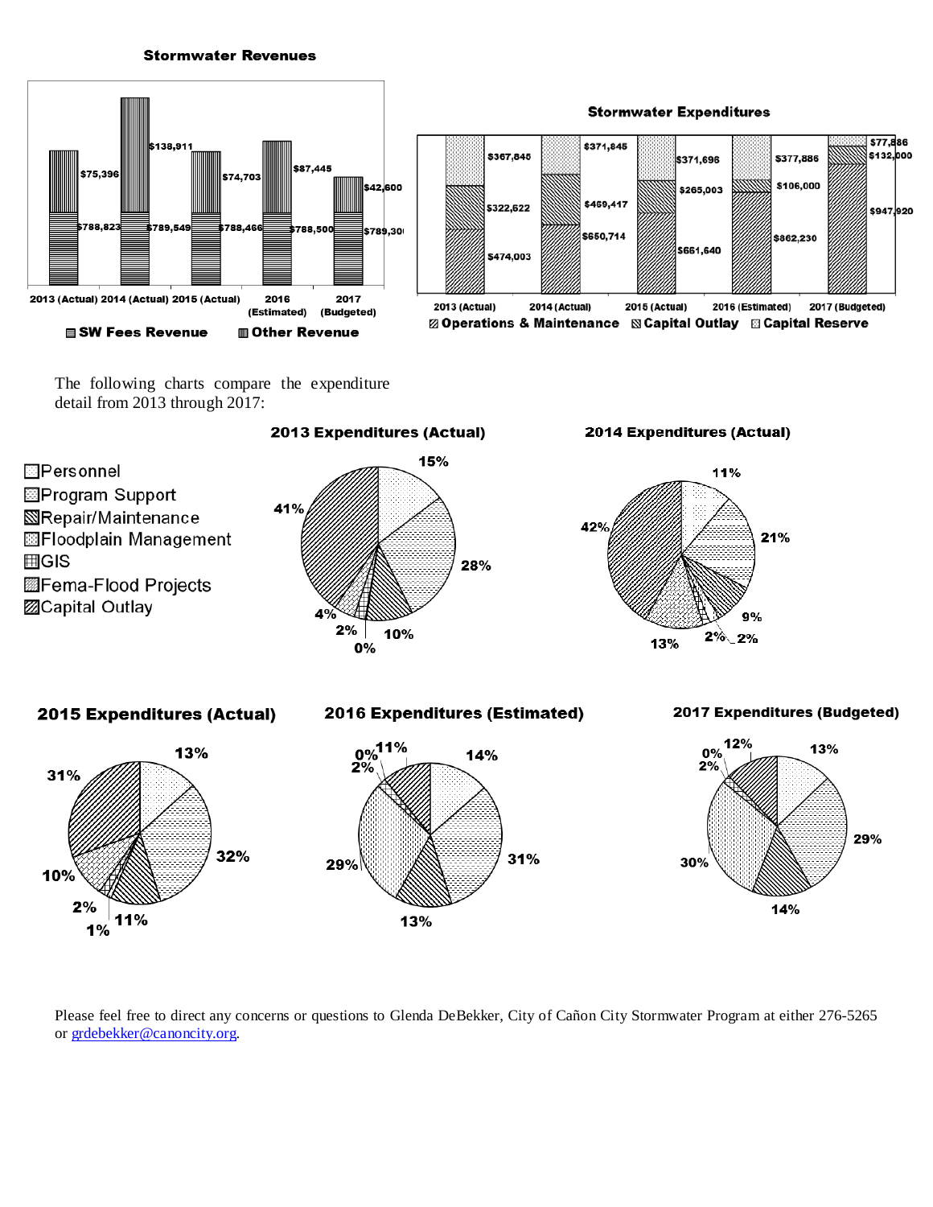**Stormwater Revenues**

$75,396
$138,911
$74,703
$87,445
$42,600
$788,823
$789,549
$788,466
$788,500
$789,300

2013 (Actual) 2014 (Actual) 2015 (Actual) 2016 (Estimated) 2017 (Budgeted)

SW Fees Revenue   Other Revenue

**Stormwater Expenditures**

$367,845
$322,622
$474,003
$371,845
$469,417
$650,714
$371,696
$265,003
$661,640
$377,886
$106,000
$862,230
$77,886
$132,000
$947,920

2013 (Actual) 2014 (Actual) 2015 (Actual) 2016 (Estimated) 2017 (Budgeted)

Operations & Maintenance   Capital Outlay   Capital Reserve

The following charts compare the expenditure detail from 2013 through 2017:

Personnel
Program Support
Repair/Maintenance
Floodplain Management
GIS
Fema-Flood Projects
Capital Outlay

**2013 Expenditures (Actual)**

15%
28%
10%
0%
2%
4%
41%

**2014 Expenditures (Actual)**

11%
21%
9%
2%
2%
13%
42%

**2015 Expenditures (Actual)**

13%
32%
11%
1%
2%
10%
31%

**2016 Expenditures (Estimated)**

14%
31%
13%
29%
2%
0%
11%

**2017 Expenditures (Budgeted)**

13%
29%
14%
30%
2%
0%
12%

Please feel free to direct any concerns or questions to Glenda DeBekker, City of Cañon City Stormwater Program at either 276-5265 or grdebekker@canoncity.org.